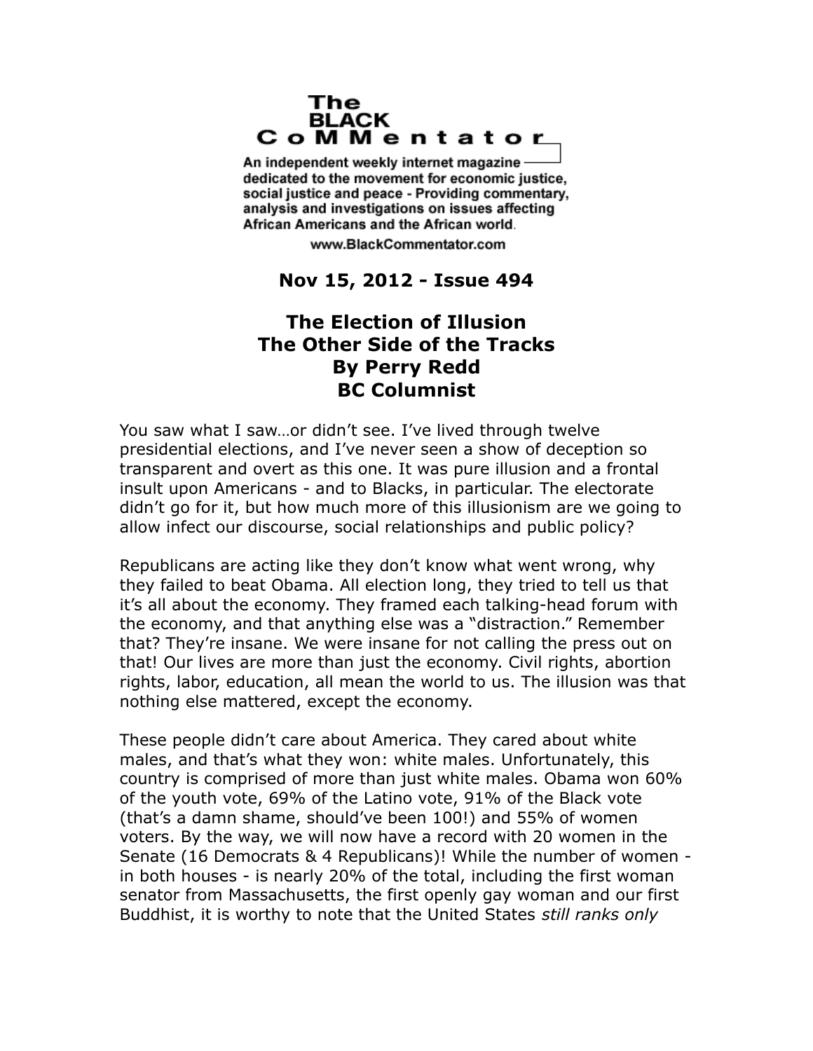# The BLACK CoMMentator

**An independent weekly internet magazine dedicated to the movement for economic justice, social justice and peace - Providing commentary, analysis and investigations on issues affecting African Americans and the African world.**

**www.BlackCommentator.com**

**Nov 15, 2012 - Issue 494**

## The Election of Illusion
## The Other Side of the Tracks
## By Perry Redd
## BC Columnist

You saw what I saw…or didn't see. I've lived through twelve presidential elections, and I've never seen a show of deception so transparent and overt as this one. It was pure illusion and a frontal insult upon Americans - and to Blacks, in particular. The electorate didn't go for it, but how much more of this illusionism are we going to allow infect our discourse, social relationships and public policy?

Republicans are acting like they don't know what went wrong, why they failed to beat Obama. All election long, they tried to tell us that it's all about the economy. They framed each talking-head forum with the economy, and that anything else was a "distraction." Remember that? They're insane. We were insane for not calling the press out on that! Our lives are more than just the economy. Civil rights, abortion rights, labor, education, all mean the world to us. The illusion was that nothing else mattered, except the economy.

These people didn't care about America. They cared about white males, and that's what they won: white males. Unfortunately, this country is comprised of more than just white males. Obama won 60% of the youth vote, 69% of the Latino vote, 91% of the Black vote (that's a damn shame, should've been 100!) and 55% of women voters. By the way, we will now have a record with 20 women in the Senate (16 Democrats & 4 Republicans)! While the number of women - in both houses - is nearly 20% of the total, including the first woman senator from Massachusetts, the first openly gay woman and our first Buddhist, it is worthy to note that the United States *still ranks only*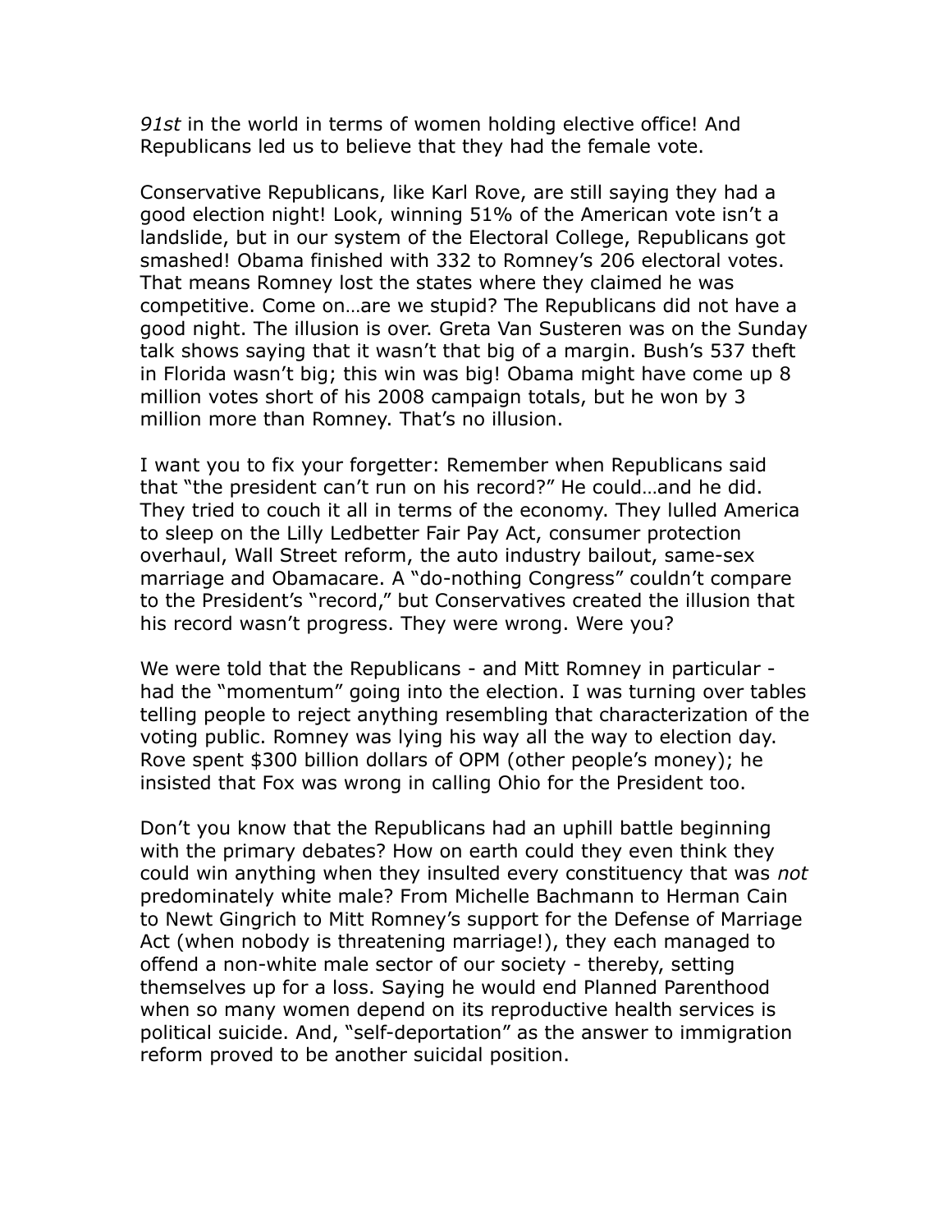*91st* in the world in terms of women holding elective office! And Republicans led us to believe that they had the female vote.

Conservative Republicans, like Karl Rove, are still saying they had a good election night! Look, winning 51% of the American vote isn't a landslide, but in our system of the Electoral College, Republicans got smashed! Obama finished with 332 to Romney's 206 electoral votes. That means Romney lost the states where they claimed he was competitive. Come on…are we stupid? The Republicans did not have a good night. The illusion is over. Greta Van Susteren was on the Sunday talk shows saying that it wasn't that big of a margin. Bush's 537 theft in Florida wasn't big; this win was big! Obama might have come up 8 million votes short of his 2008 campaign totals, but he won by 3 million more than Romney. That's no illusion.

I want you to fix your forgetter: Remember when Republicans said that "the president can't run on his record?" He could…and he did. They tried to couch it all in terms of the economy. They lulled America to sleep on the Lilly Ledbetter Fair Pay Act, consumer protection overhaul, Wall Street reform, the auto industry bailout, same-sex marriage and Obamacare. A "do-nothing Congress" couldn't compare to the President's "record," but Conservatives created the illusion that his record wasn't progress. They were wrong. Were you?

We were told that the Republicans - and Mitt Romney in particular - had the "momentum" going into the election. I was turning over tables telling people to reject anything resembling that characterization of the voting public. Romney was lying his way all the way to election day. Rove spent $300 billion dollars of OPM (other people's money); he insisted that Fox was wrong in calling Ohio for the President too.

Don't you know that the Republicans had an uphill battle beginning with the primary debates? How on earth could they even think they could win anything when they insulted every constituency that was *not* predominately white male? From Michelle Bachmann to Herman Cain to Newt Gingrich to Mitt Romney's support for the Defense of Marriage Act (when nobody is threatening marriage!), they each managed to offend a non-white male sector of our society - thereby, setting themselves up for a loss. Saying he would end Planned Parenthood when so many women depend on its reproductive health services is political suicide. And, "self-deportation" as the answer to immigration reform proved to be another suicidal position.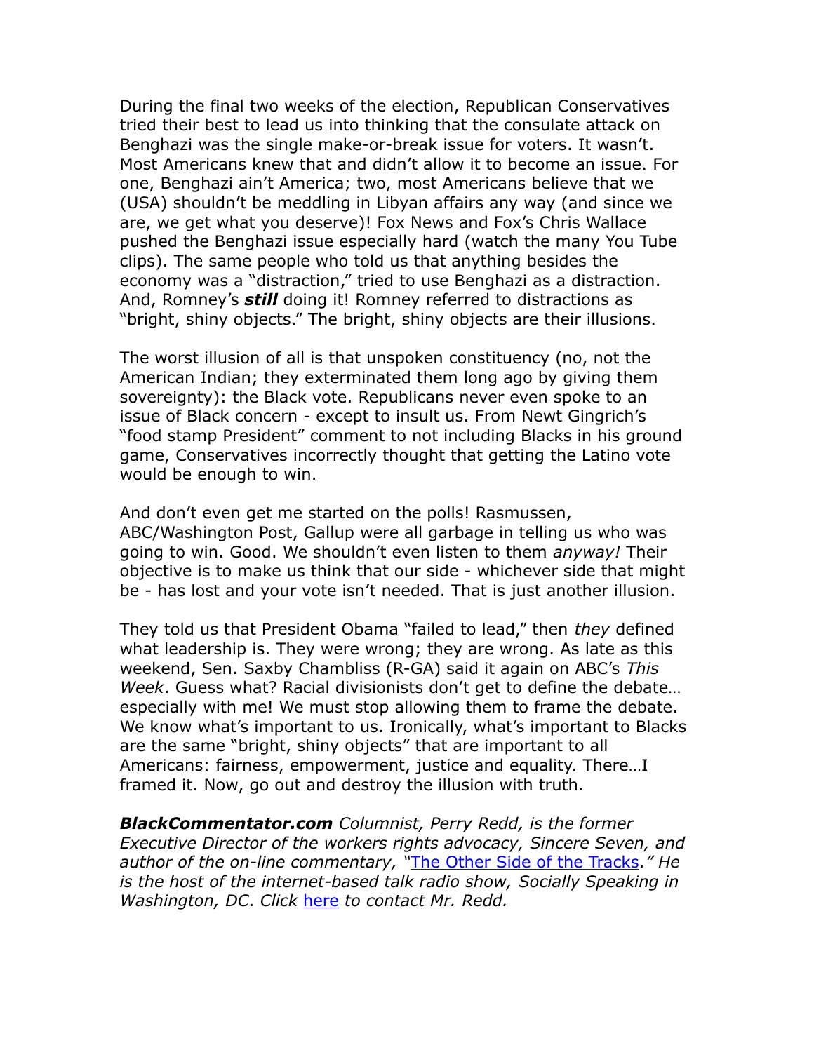During the final two weeks of the election, Republican Conservatives tried their best to lead us into thinking that the consulate attack on Benghazi was the single make-or-break issue for voters. It wasn't. Most Americans knew that and didn't allow it to become an issue. For one, Benghazi ain't America; two, most Americans believe that we (USA) shouldn't be meddling in Libyan affairs any way (and since we are, we get what you deserve)! Fox News and Fox's Chris Wallace pushed the Benghazi issue especially hard (watch the many You Tube clips). The same people who told us that anything besides the economy was a "distraction," tried to use Benghazi as a distraction. And, Romney's ***still*** doing it! Romney referred to distractions as "bright, shiny objects." The bright, shiny objects are their illusions.

The worst illusion of all is that unspoken constituency (no, not the American Indian; they exterminated them long ago by giving them sovereignty): the Black vote. Republicans never even spoke to an issue of Black concern - except to insult us. From Newt Gingrich's "food stamp President" comment to not including Blacks in his ground game, Conservatives incorrectly thought that getting the Latino vote would be enough to win.

And don't even get me started on the polls! Rasmussen, ABC/Washington Post, Gallup were all garbage in telling us who was going to win. Good. We shouldn't even listen to them *anyway!* Their objective is to make us think that our side - whichever side that might be - has lost and your vote isn't needed. That is just another illusion.

They told us that President Obama "failed to lead," then *they* defined what leadership is. They were wrong; they are wrong. As late as this weekend, Sen. Saxby Chambliss (R-GA) said it again on ABC's *This Week*. Guess what? Racial divisionists don't get to define the debate… especially with me! We must stop allowing them to frame the debate. We know what's important to us. Ironically, what's important to Blacks are the same "bright, shiny objects" that are important to all Americans: fairness, empowerment, justice and equality. There…I framed it. Now, go out and destroy the illusion with truth.

***BlackCommentator.com*** *Columnist, Perry Redd, is the former Executive Director of the workers rights advocacy, Sincere Seven, and author of the on-line commentary, "*[The Other Side of the Tracks](#)*." He is the host of the internet-based talk radio show, Socially Speaking in Washington, DC. Click* [here](#) *to contact Mr. Redd.*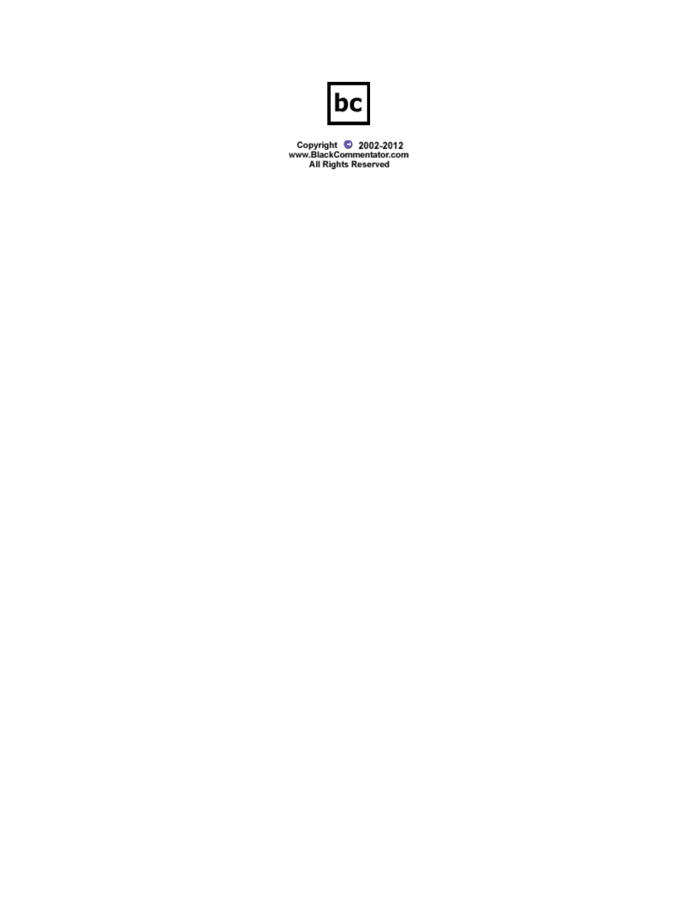bc

Copyright © 2002-2012
www.BlackCommentator.com
All Rights Reserved